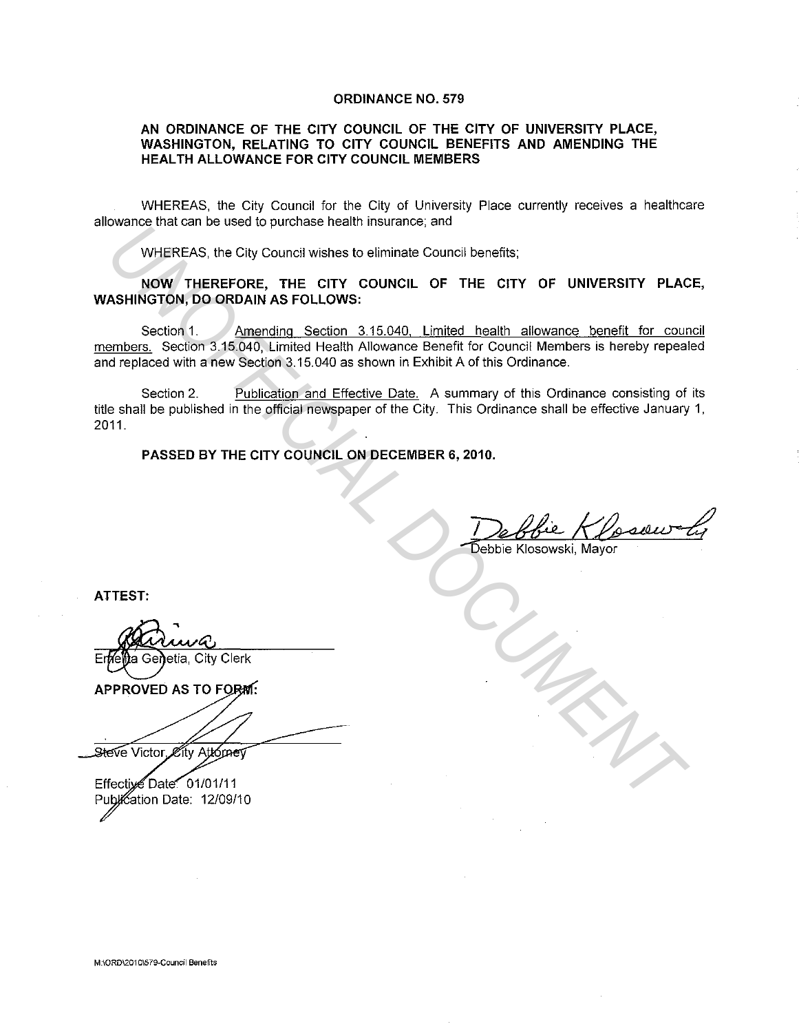# ORDINANCE NO. 579

## AN ORDINANCE OF THE CITY COUNCIL OF THE CITY OF UNIVERSITY PLACE, WASHINGTON, RELATING TO CITY COUNCIL BENEFITS AND AMENDING THE HEALTH ALLOWANCE FOR CITY COUNCIL MEMBERS

WHEREAS, the City Council for the City of University Place currently receives a healthcare allowance that can be used to purchase health insurance; and

WHEREAS, the City Council wishes to eliminate Council benefits;

**NOW THEREFORE, THE CITY COUNCIL OF THE CITY OF UNIVERSITY PLACE, WASHINGTON, DO ORDAIN AS FOLLOWS:**

Section 1. Amending Section 3.15.040, Limited health allowance benefit for council members. Section 3.15.040, Limited Health Allowance Benefit for Council Members is hereby repealed and replaced with a new Section 3.15.040 as shown in Exhibit A of this Ordinance.

Section 2. Publication and Effective Date. A summary of this Ordinance consisting of its title shall be published in the official newspaper of the City. This Ordinance shall be effective January 1, 2011.

**PASSED BY THE CITY COUNCIL ON DECEMBER 6, 2010.**

Debbie Klosowski, Mayor

**ATTEST:**

Emelita Genetia, City Clerk

**APPROVED AS TO FORM:**

Steve Victor, City Attorney

Effective Date: 01/01/11
Publication Date: 12/09/10

M:\ORD\2010\579-Council Benefits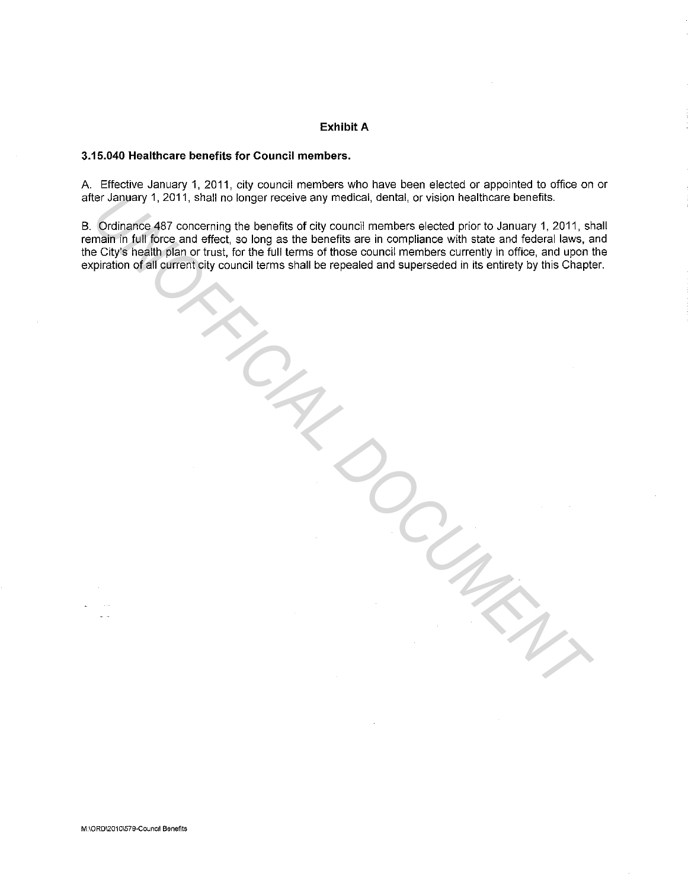**Exhibit A**

**3.15.040 Healthcare benefits for Council members.**

A. Effective January 1, 2011, city council members who have been elected or appointed to office on or after January 1, 2011, shall no longer receive any medical, dental, or vision healthcare benefits.

B. Ordinance 487 concerning the benefits of city council members elected prior to January 1, 2011, shall remain in full force and effect, so long as the benefits are in compliance with state and federal laws, and the City's health plan or trust, for the full terms of those council members currently in office, and upon the expiration of all current city council terms shall be repealed and superseded in its entirety by this Chapter.

M:\ORD\2010\579-Council Benefits